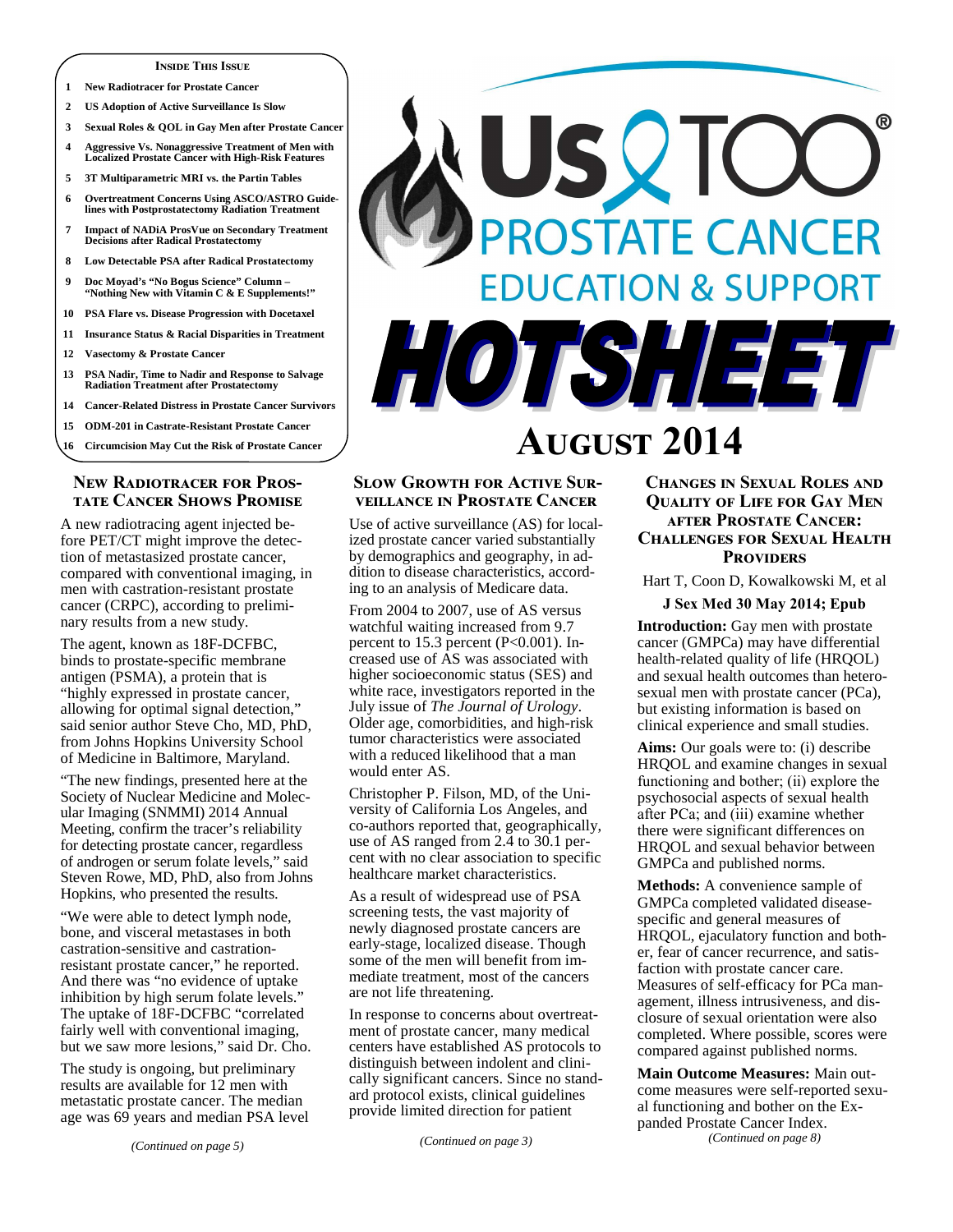**INSIDE THIS ISSUE**

1. New Radiotracer for Prostate Cancer
2. US Adoption of Active Surveillance Is Slow
3. Sexual Roles & QOL in Gay Men after Prostate Cancer
4. Aggressive Vs. Nonaggressive Treatment of Men with Localized Prostate Cancer with High-Risk Features
5. 3T Multiparametric MRI vs. the Partin Tables
6. Overtreatment Concerns Using ASCO/ASTRO Guidelines with Postprostatectomy Radiation Treatment
7. Impact of NADiA ProsVue on Secondary Treatment Decisions after Radical Prostatectomy
8. Low Detectable PSA after Radical Prostatectomy
9. Doc Moyad's "No Bogus Science" Column – "Nothing New with Vitamin C & E Supplements!"
10. PSA Flare vs. Disease Progression with Docetaxel
11. Insurance Status & Racial Disparities in Treatment
12. Vasectomy & Prostate Cancer
13. PSA Nadir, Time to Nadir and Response to Salvage Radiation Treatment after Prostatectomy
14. Cancer-Related Distress in Prostate Cancer Survivors
15. ODM-201 in Castrate-Resistant Prostate Cancer
16. Circumcision May Cut the Risk of Prostate Cancer

# Us TOO® Prostate Cancer Education & Support HOTSHEET

## August 2014

## New Radiotracer for Prostate Cancer Shows Promise

A new radiotracing agent injected before PET/CT might improve the detection of metastasized prostate cancer, compared with conventional imaging, in men with castration-resistant prostate cancer (CRPC), according to preliminary results from a new study.

The agent, known as 18F-DCFBC, binds to prostate-specific membrane antigen (PSMA), a protein that is "highly expressed in prostate cancer, allowing for optimal signal detection," said senior author Steve Cho, MD, PhD, from Johns Hopkins University School of Medicine in Baltimore, Maryland.

"The new findings, presented here at the Society of Nuclear Medicine and Molecular Imaging (SNMMI) 2014 Annual Meeting, confirm the tracer's reliability for detecting prostate cancer, regardless of androgen or serum folate levels," said Steven Rowe, MD, PhD, also from Johns Hopkins, who presented the results.

"We were able to detect lymph node, bone, and visceral metastases in both castration-sensitive and castration-resistant prostate cancer," he reported. And there was "no evidence of uptake inhibition by high serum folate levels." The uptake of 18F-DCFBC "correlated fairly well with conventional imaging, but we saw more lesions," said Dr. Cho.

The study is ongoing, but preliminary results are available for 12 men with metastatic prostate cancer. The median age was 69 years and median PSA level

*(Continued on page 5)*

## Slow Growth for Active Surveillance in Prostate Cancer

Use of active surveillance (AS) for localized prostate cancer varied substantially by demographics and geography, in addition to disease characteristics, according to an analysis of Medicare data.

From 2004 to 2007, use of AS versus watchful waiting increased from 9.7 percent to 15.3 percent ($P<0.001$). Increased use of AS was associated with higher socioeconomic status (SES) and white race, investigators reported in the July issue of *The Journal of Urology*. Older age, comorbidities, and high-risk tumor characteristics were associated with a reduced likelihood that a man would enter AS.

Christopher P. Filson, MD, of the University of California Los Angeles, and co-authors reported that, geographically, use of AS ranged from 2.4 to 30.1 percent with no clear association to specific healthcare market characteristics.

As a result of widespread use of PSA screening tests, the vast majority of newly diagnosed prostate cancers are early-stage, localized disease. Though some of the men will benefit from immediate treatment, most of the cancers are not life threatening.

In response to concerns about overtreatment of prostate cancer, many medical centers have established AS protocols to distinguish between indolent and clinically significant cancers. Since no standard protocol exists, clinical guidelines provide limited direction for patient

*(Continued on page 3)*

## Changes in Sexual Roles and Quality of Life for Gay Men after Prostate Cancer: Challenges for Sexual Health Providers

Hart T, Coon D, Kowalkowski M, et al

**J Sex Med 30 May 2014; Epub**

**Introduction:** Gay men with prostate cancer (GMPCa) may have differential health-related quality of life (HRQOL) and sexual health outcomes than heterosexual men with prostate cancer (PCa), but existing information is based on clinical experience and small studies.

**Aims:** Our goals were to: (i) describe HRQOL and examine changes in sexual functioning and bother; (ii) explore the psychosocial aspects of sexual health after PCa; and (iii) examine whether there were significant differences on HRQOL and sexual behavior between GMPCa and published norms.

**Methods:** A convenience sample of GMPCa completed validated disease-specific and general measures of HRQOL, ejaculatory function and bother, fear of cancer recurrence, and satisfaction with prostate cancer care. Measures of self-efficacy for PCa management, illness intrusiveness, and disclosure of sexual orientation were also completed. Where possible, scores were compared against published norms.

**Main Outcome Measures:** Main outcome measures were self-reported sexual functioning and bother on the Expanded Prostate Cancer Index.

*(Continued on page 8)*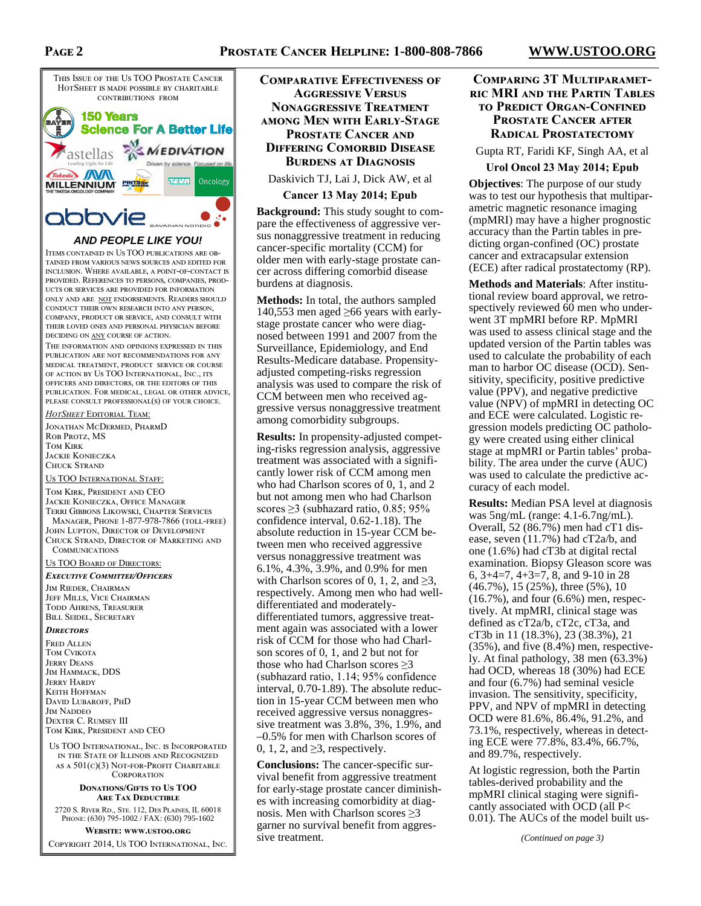This Issue of the Us TOO Prostate Cancer HotSheet is made possible by charitable contributions from

AND PEOPLE LIKE YOU!

Items contained in Us TOO publications are obtained from various news sources and edited for inclusion. Where available, a point-of-contact is provided. References to persons, companies, products or services are provided for information only and are not endorsements. Readers should conduct their own research into any person, company, product or service, and consult with their loved ones and personal physician before deciding on any course of action.

The information and opinions expressed in this publication are not recommendations for any medical treatment, product service or course of action by Us TOO International, Inc., its officers and directors, or the editors of this publication. For medical, legal or other advice, please consult professional(s) of your choice.

*HotSheet* Editorial Team:

Jonathan McDermed, PharmD
Rob Protz, MS
Tom Kirk
Jackie Konieczka
Chuck Strand

Us TOO International Staff:

Tom Kirk, President and CEO
Jackie Konieczka, Office Manager
Terri Gibbons Likowski, Chapter Services Manager, Phone 1-877-978-7866 (toll-free)
John Lupton, Director of Development
Chuck Strand, Director of Marketing and Communications

Us TOO Board of Directors:

***Executive Committee/Officers***

Jim Rieder, Chairman
Jeff Mills, Vice Chairman
Todd Ahrens, Treasurer
Bill Seidel, Secretary

***Directors***

Fred Allen
Tom Cvikota
Jerry Deans
Jim Hammack, DDS
Jerry Hardy
Keith Hoffman
David Lubaroff, PhD
Jim Naddeo
Dexter C. Rumsey III
Tom Kirk, President and CEO

Us TOO International, Inc. is Incorporated in the State of Illinois and Recognized as a 501(c)(3) Not-For-Profit Charitable Corporation

**Donations/Gifts to Us TOO Are Tax Deductible**

2720 S. River Rd., Ste. 112, Des Plaines, IL 60018
Phone: (630) 795-1002 / Fax: (630) 795-1602

**Website: www.ustoo.org**

Copyright 2014, Us TOO International, Inc.

## Comparative Effectiveness of Aggressive Versus Nonaggressive Treatment among Men with Early-Stage Prostate Cancer and Differing Comorbid Disease Burdens at Diagnosis

Daskivich TJ, Lai J, Dick AW, et al

**Cancer 13 May 2014; Epub**

**Background:** This study sought to compare the effectiveness of aggressive versus nonaggressive treatment in reducing cancer-specific mortality (CCM) for older men with early-stage prostate cancer across differing comorbid disease burdens at diagnosis.

**Methods:** In total, the authors sampled 140,553 men aged ≥66 years with early-stage prostate cancer who were diagnosed between 1991 and 2007 from the Surveillance, Epidemiology, and End Results-Medicare database. Propensity-adjusted competing-risks regression analysis was used to compare the risk of CCM between men who received aggressive versus nonaggressive treatment among comorbidity subgroups.

**Results:** In propensity-adjusted competing-risks regression analysis, aggressive treatment was associated with a significantly lower risk of CCM among men who had Charlson scores of 0, 1, and 2 but not among men who had Charlson scores ≥3 (subhazard ratio, 0.85; 95% confidence interval, 0.62-1.18). The absolute reduction in 15-year CCM between men who received aggressive versus nonaggressive treatment was 6.1%, 4.3%, 3.9%, and 0.9% for men with Charlson scores of 0, 1, 2, and ≥3, respectively. Among men who had well-differentiated and moderately-differentiated tumors, aggressive treatment again was associated with a lower risk of CCM for those who had Charlson scores of 0, 1, and 2 but not for those who had Charlson scores ≥3 (subhazard ratio, 1.14; 95% confidence interval, 0.70-1.89). The absolute reduction in 15-year CCM between men who received aggressive versus nonaggressive treatment was 3.8%, 3%, 1.9%, and –0.5% for men with Charlson scores of 0, 1, 2, and ≥3, respectively.

**Conclusions:** The cancer-specific survival benefit from aggressive treatment for early-stage prostate cancer diminishes with increasing comorbidity at diagnosis. Men with Charlson scores ≥3 garner no survival benefit from aggressive treatment.

## Comparing 3T Multiparametric MRI and the Partin Tables to Predict Organ-Confined Prostate Cancer after Radical Prostatectomy

Gupta RT, Faridi KF, Singh AA, et al

**Urol Oncol 23 May 2014; Epub**

**Objectives**: The purpose of our study was to test our hypothesis that multiparametric magnetic resonance imaging (mpMRI) may have a higher prognostic accuracy than the Partin tables in predicting organ-confined (OC) prostate cancer and extracapsular extension (ECE) after radical prostatectomy (RP).

**Methods and Materials**: After institutional review board approval, we retrospectively reviewed 60 men who underwent 3T mpMRI before RP. MpMRI was used to assess clinical stage and the updated version of the Partin tables was used to calculate the probability of each man to harbor OC disease (OCD). Sensitivity, specificity, positive predictive value (PPV), and negative predictive value (NPV) of mpMRI in detecting OC and ECE were calculated. Logistic regression models predicting OC pathology were created using either clinical stage at mpMRI or Partin tables' probability. The area under the curve (AUC) was used to calculate the predictive accuracy of each model.

**Results:** Median PSA level at diagnosis was 5ng/mL (range: 4.1-6.7ng/mL). Overall, 52 (86.7%) men had cT1 disease, seven (11.7%) had cT2a/b, and one (1.6%) had cT3b at digital rectal examination. Biopsy Gleason score was 6, 3+4=7, 4+3=7, 8, and 9-10 in 28 (46.7%), 15 (25%), three (5%), 10 (16.7%), and four (6.6%) men, respectively. At mpMRI, clinical stage was defined as cT2a/b, cT2c, cT3a, and cT3b in 11 (18.3%), 23 (38.3%), 21 (35%), and five (8.4%) men, respectively. At final pathology, 38 men (63.3%) had OCD, whereas 18 (30%) had ECE and four (6.7%) had seminal vesicle invasion. The sensitivity, specificity, PPV, and NPV of mpMRI in detecting OCD were 81.6%, 86.4%, 91.2%, and 73.1%, respectively, whereas in detecting ECE were 77.8%, 83.4%, 66.7%, and 89.7%, respectively.

At logistic regression, both the Partin tables-derived probability and the mpMRI clinical staging were significantly associated with OCD (all $P< 0.01$). The AUCs of the model built us-

*(Continued on page 3)*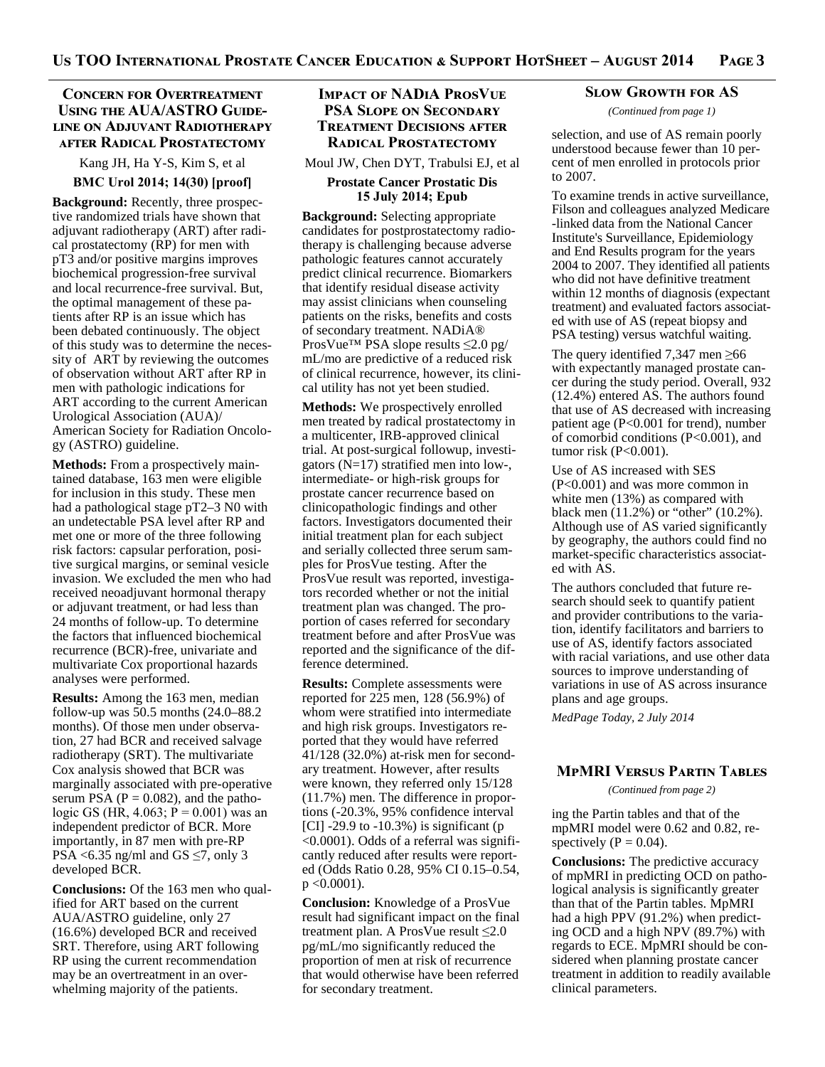## Concern for Overtreatment Using the AUA/ASTRO Guideline on Adjuvant Radiotherapy after Radical Prostatectomy

Kang JH, Ha Y-S, Kim S, et al

**BMC Urol 2014; 14(30) [proof]**

**Background:** Recently, three prospective randomized trials have shown that adjuvant radiotherapy (ART) after radical prostatectomy (RP) for men with pT3 and/or positive margins improves biochemical progression-free survival and local recurrence-free survival. But, the optimal management of these patients after RP is an issue which has been debated continuously. The object of this study was to determine the necessity of ART by reviewing the outcomes of observation without ART after RP in men with pathologic indications for ART according to the current American Urological Association (AUA)/ American Society for Radiation Oncology (ASTRO) guideline.

**Methods:** From a prospectively maintained database, 163 men were eligible for inclusion in this study. These men had a pathological stage pT2–3 N0 with an undetectable PSA level after RP and met one or more of the three following risk factors: capsular perforation, positive surgical margins, or seminal vesicle invasion. We excluded the men who had received neoadjuvant hormonal therapy or adjuvant treatment, or had less than 24 months of follow-up. To determine the factors that influenced biochemical recurrence (BCR)-free, univariate and multivariate Cox proportional hazards analyses were performed.

**Results:** Among the 163 men, median follow-up was 50.5 months (24.0–88.2 months). Of those men under observation, 27 had BCR and received salvage radiotherapy (SRT). The multivariate Cox analysis showed that BCR was marginally associated with pre-operative serum PSA ($P = 0.082$), and the pathologic GS (HR, 4.063; $P = 0.001$) was an independent predictor of BCR. More importantly, in 87 men with pre-RP PSA <6.35 ng/ml and GS ≤7, only 3 developed BCR.

**Conclusions:** Of the 163 men who qualified for ART based on the current AUA/ASTRO guideline, only 27 (16.6%) developed BCR and received SRT. Therefore, using ART following RP using the current recommendation may be an overtreatment in an overwhelming majority of the patients.

## Impact of NADiA ProsVue PSA Slope on Secondary Treatment Decisions after Radical Prostatectomy

Moul JW, Chen DYT, Trabulsi EJ, et al

**Prostate Cancer Prostatic Dis 15 July 2014; Epub**

**Background:** Selecting appropriate candidates for postprostatectomy radiotherapy is challenging because adverse pathologic features cannot accurately predict clinical recurrence. Biomarkers that identify residual disease activity may assist clinicians when counseling patients on the risks, benefits and costs of secondary treatment. NADiA® ProsVue™ PSA slope results ≤2.0 pg/mL/mo are predictive of a reduced risk of clinical recurrence, however, its clinical utility has not yet been studied.

**Methods:** We prospectively enrolled men treated by radical prostatectomy in a multicenter, IRB-approved clinical trial. At post-surgical followup, investigators (N=17) stratified men into low-, intermediate- or high-risk groups for prostate cancer recurrence based on clinicopathologic findings and other factors. Investigators documented their initial treatment plan for each subject and serially collected three serum samples for ProsVue testing. After the ProsVue result was reported, investigators recorded whether or not the initial treatment plan was changed. The proportion of cases referred for secondary treatment before and after ProsVue was reported and the significance of the difference determined.

**Results:** Complete assessments were reported for 225 men, 128 (56.9%) of whom were stratified into intermediate and high risk groups. Investigators reported that they would have referred 41/128 (32.0%) at-risk men for secondary treatment. However, after results were known, they referred only 15/128 (11.7%) men. The difference in proportions (-20.3%, 95% confidence interval [CI] -29.9 to -10.3%) is significant ($p < 0.0001$). Odds of a referral was significantly reduced after results were reported (Odds Ratio 0.28, 95% CI 0.15–0.54, $p < 0.0001$).

**Conclusion:** Knowledge of a ProsVue result had significant impact on the final treatment plan. A ProsVue result ≤2.0 pg/mL/mo significantly reduced the proportion of men at risk of recurrence that would otherwise have been referred for secondary treatment.

## Slow Growth for AS

*(Continued from page 1)*

selection, and use of AS remain poorly understood because fewer than 10 percent of men enrolled in protocols prior to 2007.

To examine trends in active surveillance, Filson and colleagues analyzed Medicare-linked data from the National Cancer Institute's Surveillance, Epidemiology and End Results program for the years 2004 to 2007. They identified all patients who did not have definitive treatment within 12 months of diagnosis (expectant treatment) and evaluated factors associated with use of AS (repeat biopsy and PSA testing) versus watchful waiting.

The query identified 7,347 men ≥66 with expectantly managed prostate cancer during the study period. Overall, 932 (12.4%) entered AS. The authors found that use of AS decreased with increasing patient age ($P<0.001$ for trend), number of comorbid conditions ($P<0.001$), and tumor risk ($P<0.001$).

Use of AS increased with SES ($P<0.001$) and was more common in white men (13%) as compared with black men (11.2%) or "other" (10.2%). Although use of AS varied significantly by geography, the authors could find no market-specific characteristics associated with AS.

The authors concluded that future research should seek to quantify patient and provider contributions to the variation, identify facilitators and barriers to use of AS, identify factors associated with racial variations, and use other data sources to improve understanding of variations in use of AS across insurance plans and age groups.

*MedPage Today, 2 July 2014*

## MpMRI Versus Partin Tables

*(Continued from page 2)*

ing the Partin tables and that of the mpMRI model were 0.62 and 0.82, respectively ($P = 0.04$).

**Conclusions:** The predictive accuracy of mpMRI in predicting OCD on pathological analysis is significantly greater than that of the Partin tables. MpMRI had a high PPV (91.2%) when predicting OCD and a high NPV (89.7%) with regards to ECE. MpMRI should be considered when planning prostate cancer treatment in addition to readily available clinical parameters.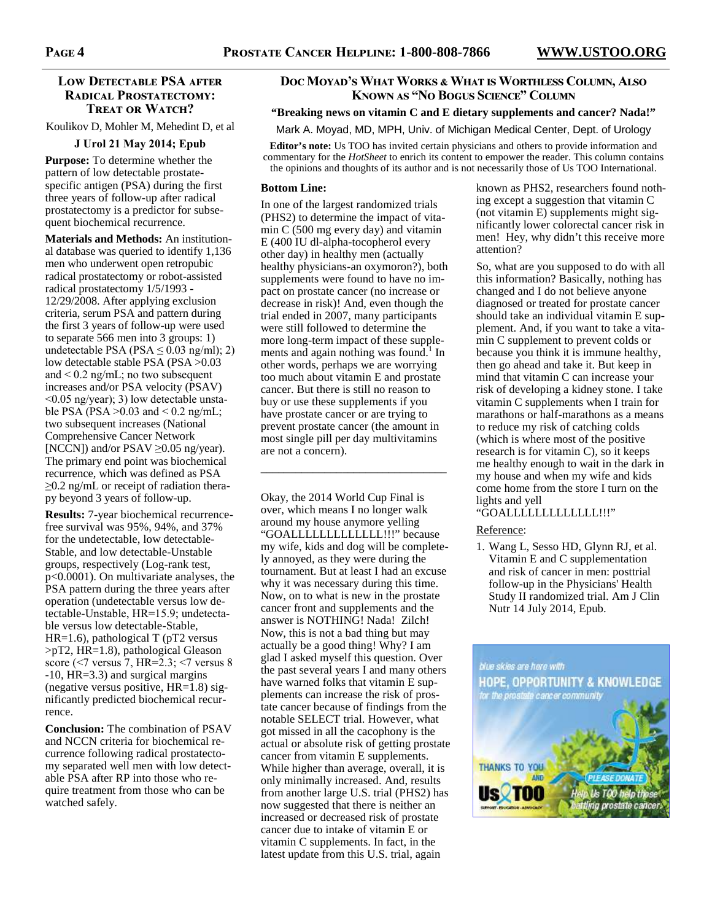## Low Detectable PSA after Radical Prostatectomy: Treat or Watch?

Koulikov D, Mohler M, Mehedint D, et al

**J Urol 21 May 2014; Epub**

**Purpose:** To determine whether the pattern of low detectable prostate-specific antigen (PSA) during the first three years of follow-up after radical prostatectomy is a predictor for subsequent biochemical recurrence.

**Materials and Methods:** An institutional database was queried to identify 1,136 men who underwent open retropubic radical prostatectomy or robot-assisted radical prostatectomy 1/5/1993 - 12/29/2008. After applying exclusion criteria, serum PSA and pattern during the first 3 years of follow-up were used to separate 566 men into 3 groups: 1) undetectable PSA (PSA ≤ 0.03 ng/ml); 2) low detectable stable PSA (PSA >0.03 and < 0.2 ng/mL; no two subsequent increases and/or PSA velocity (PSAV) <0.05 ng/year); 3) low detectable unstable PSA (PSA >0.03 and < 0.2 ng/mL; two subsequent increases (National Comprehensive Cancer Network [NCCN]) and/or PSAV ≥0.05 ng/year). The primary end point was biochemical recurrence, which was defined as PSA ≥0.2 ng/mL or receipt of radiation therapy beyond 3 years of follow-up.

**Results:** 7-year biochemical recurrence-free survival was 95%, 94%, and 37% for the undetectable, low detectable-Stable, and low detectable-Unstable groups, respectively (Log-rank test, p<0.0001). On multivariate analyses, the PSA pattern during the three years after operation (undetectable versus low detectable-Unstable, HR=15.9; undetectable versus low detectable-Stable, HR=1.6), pathological T (pT2 versus >pT2, HR=1.8), pathological Gleason score (<7 versus 7, HR=2.3; <7 versus 8 -10, HR=3.3) and surgical margins (negative versus positive, HR=1.8) significantly predicted biochemical recurrence.

**Conclusion:** The combination of PSAV and NCCN criteria for biochemical recurrence following radical prostatectomy separated well men with low detectable PSA after RP into those who require treatment from those who can be watched safely.

## Doc Moyad's What Works & What is Worthless Column, Also Known as "No Bogus Science" Column

**"Breaking news on vitamin C and E dietary supplements and cancer? Nada!"**

Mark A. Moyad, MD, MPH, Univ. of Michigan Medical Center, Dept. of Urology

**Editor's note:** Us TOO has invited certain physicians and others to provide information and commentary for the *HotSheet* to enrich its content to empower the reader. This column contains the opinions and thoughts of its author and is not necessarily those of Us TOO International.

**Bottom Line:**

In one of the largest randomized trials (PHS2) to determine the impact of vitamin C (500 mg every day) and vitamin E (400 IU dl-alpha-tocopherol every other day) in healthy men (actually healthy physicians-an oxymoron?), both supplements were found to have no impact on prostate cancer (no increase or decrease in risk)! And, even though the trial ended in 2007, many participants were still followed to determine the more long-term impact of these supplements and again nothing was found.[1] In other words, perhaps we are worrying too much about vitamin E and prostate cancer. But there is still no reason to buy or use these supplements if you have prostate cancer or are trying to prevent prostate cancer (the amount in most single pill per day multivitamins are not a concern).

---

Okay, the 2014 World Cup Final is over, which means I no longer walk around my house anymore yelling "GOALLLLLLLLLLLLL!!!" because my wife, kids and dog will be completely annoyed, as they were during the tournament. But at least I had an excuse why it was necessary during this time. Now, on to what is new in the prostate cancer front and supplements and the answer is NOTHING! Nada! Zilch! Now, this is not a bad thing but may actually be a good thing! Why? I am glad I asked myself this question. Over the past several years I and many others have warned folks that vitamin E supplements can increase the risk of prostate cancer because of findings from the notable SELECT trial. However, what got missed in all the cacophony is the actual or absolute risk of getting prostate cancer from vitamin E supplements. While higher than average, overall, it is only minimally increased. And, results from another large U.S. trial (PHS2) has now suggested that there is neither an increased or decreased risk of prostate cancer due to intake of vitamin E or vitamin C supplements. In fact, in the latest update from this U.S. trial, again known as PHS2, researchers found nothing except a suggestion that vitamin C (not vitamin E) supplements might significantly lower colorectal cancer risk in men! Hey, why didn't this receive more attention?

So, what are you supposed to do with all this information? Basically, nothing has changed and I do not believe anyone diagnosed or treated for prostate cancer should take an individual vitamin E supplement. And, if you want to take a vitamin C supplement to prevent colds or because you think it is immune healthy, then go ahead and take it. But keep in mind that vitamin C can increase your risk of developing a kidney stone. I take vitamin C supplements when I train for marathons or half-marathons as a means to reduce my risk of catching colds (which is where most of the positive research is for vitamin C), so it keeps me healthy enough to wait in the dark in my house and when my wife and kids come home from the store I turn on the lights and yell "GOALLLLLLLLLLLLL!!!"

Reference:

1. Wang L, Sesso HD, Glynn RJ, et al. Vitamin E and C supplementation and risk of cancer in men: posttrial follow-up in the Physicians' Health Study II randomized trial. Am J Clin Nutr 14 July 2014, Epub.

blue skies are here with HOPE, OPPORTUNITY & KNOWLEDGE for the prostate cancer community

THANKS TO YOU AND Us TOO — PLEASE DONATE — Help Us TOO help those battling prostate cancer.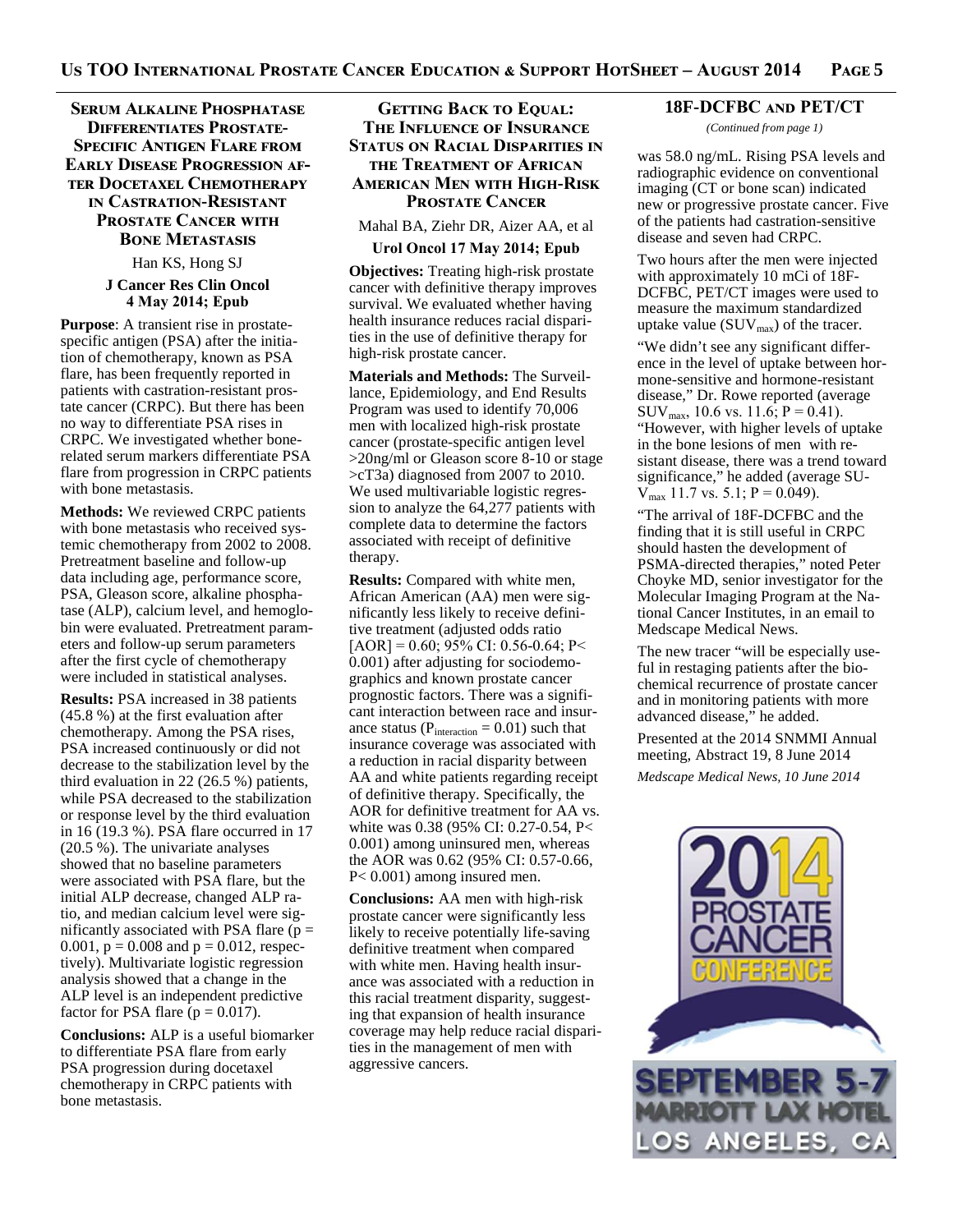## Serum Alkaline Phosphatase Differentiates Prostate-Specific Antigen Flare from Early Disease Progression after Docetaxel Chemotherapy in Castration-Resistant Prostate Cancer with Bone Metastasis

Han KS, Hong SJ

**J Cancer Res Clin Oncol 4 May 2014; Epub**

**Purpose**: A transient rise in prostate-specific antigen (PSA) after the initiation of chemotherapy, known as PSA flare, has been frequently reported in patients with castration-resistant prostate cancer (CRPC). But there has been no way to differentiate PSA rises in CRPC. We investigated whether bone-related serum markers differentiate PSA flare from progression in CRPC patients with bone metastasis.

**Methods:** We reviewed CRPC patients with bone metastasis who received systemic chemotherapy from 2002 to 2008. Pretreatment baseline and follow-up data including age, performance score, PSA, Gleason score, alkaline phosphatase (ALP), calcium level, and hemoglobin were evaluated. Pretreatment parameters and follow-up serum parameters after the first cycle of chemotherapy were included in statistical analyses.

**Results:** PSA increased in 38 patients (45.8 %) at the first evaluation after chemotherapy. Among the PSA rises, PSA increased continuously or did not decrease to the stabilization level by the third evaluation in 22 (26.5 %) patients, while PSA decreased to the stabilization or response level by the third evaluation in 16 (19.3 %). PSA flare occurred in 17 (20.5 %). The univariate analyses showed that no baseline parameters were associated with PSA flare, but the initial ALP decrease, changed ALP ratio, and median calcium level were significantly associated with PSA flare ($p = 0.001$, $p = 0.008$ and $p = 0.012$, respectively). Multivariate logistic regression analysis showed that a change in the ALP level is an independent predictive factor for PSA flare ($p = 0.017$).

**Conclusions:** ALP is a useful biomarker to differentiate PSA flare from early PSA progression during docetaxel chemotherapy in CRPC patients with bone metastasis.

## Getting Back to Equal: The Influence of Insurance Status on Racial Disparities in the Treatment of African American Men with High-Risk Prostate Cancer

Mahal BA, Ziehr DR, Aizer AA, et al

**Urol Oncol 17 May 2014; Epub**

**Objectives:** Treating high-risk prostate cancer with definitive therapy improves survival. We evaluated whether having health insurance reduces racial disparities in the use of definitive therapy for high-risk prostate cancer.

**Materials and Methods:** The Surveillance, Epidemiology, and End Results Program was used to identify 70,006 men with localized high-risk prostate cancer (prostate-specific antigen level >20ng/ml or Gleason score 8-10 or stage >cT3a) diagnosed from 2007 to 2010. We used multivariable logistic regression to analyze the 64,277 patients with complete data to determine the factors associated with receipt of definitive therapy.

**Results:** Compared with white men, African American (AA) men were significantly less likely to receive definitive treatment (adjusted odds ratio [AOR] = 0.60; 95% CI: 0.56-0.64; $P < 0.001$) after adjusting for sociodemographics and known prostate cancer prognostic factors. There was a significant interaction between race and insurance status ($P_{interaction} = 0.01$) such that insurance coverage was associated with a reduction in racial disparity between AA and white patients regarding receipt of definitive therapy. Specifically, the AOR for definitive treatment for AA vs. white was 0.38 (95% CI: 0.27-0.54, $P < 0.001$) among uninsured men, whereas the AOR was 0.62 (95% CI: 0.57-0.66, $P < 0.001$) among insured men.

**Conclusions:** AA men with high-risk prostate cancer were significantly less likely to receive potentially life-saving definitive treatment when compared with white men. Having health insurance was associated with a reduction in this racial treatment disparity, suggesting that expansion of health insurance coverage may help reduce racial disparities in the management of men with aggressive cancers.

## 18F-DCFBC and PET/CT

*(Continued from page 1)*

was 58.0 ng/mL. Rising PSA levels and radiographic evidence on conventional imaging (CT or bone scan) indicated new or progressive prostate cancer. Five of the patients had castration-sensitive disease and seven had CRPC.

Two hours after the men were injected with approximately 10 mCi of 18F-DCFBC, PET/CT images were used to measure the maximum standardized uptake value ($SUV_{max}$) of the tracer.

"We didn't see any significant difference in the level of uptake between hormone-sensitive and hormone-resistant disease," Dr. Rowe reported (average $SUV_{max}$, 10.6 vs. 11.6; $P = 0.41$). "However, with higher levels of uptake in the bone lesions of men with resistant disease, there was a trend toward significance," he added (average $SUV_{max}$ 11.7 vs. 5.1; $P = 0.049$).

"The arrival of 18F-DCFBC and the finding that it is still useful in CRPC should hasten the development of PSMA-directed therapies," noted Peter Choyke MD, senior investigator for the Molecular Imaging Program at the National Cancer Institutes, in an email to Medscape Medical News.

The new tracer "will be especially useful in restaging patients after the biochemical recurrence of prostate cancer and in monitoring patients with more advanced disease," he added.

Presented at the 2014 SNMMI Annual meeting, Abstract 19, 8 June 2014

*Medscape Medical News, 10 June 2014*

2014 PROSTATE CANCER CONFERENCE

SEPTEMBER 5-7

MARRIOTT LAX HOTEL

LOS ANGELES, CA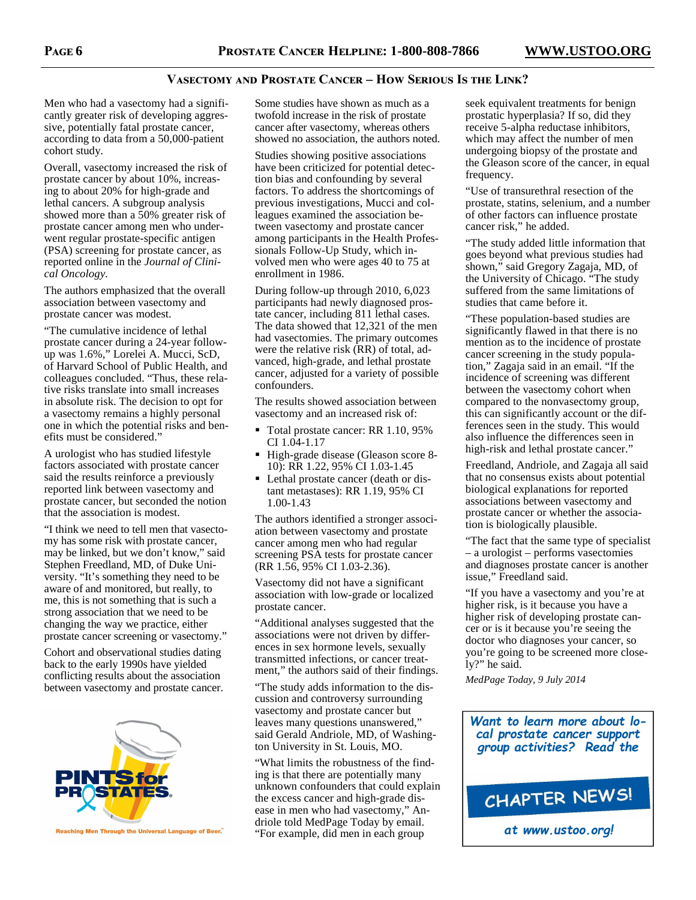## Vasectomy and Prostate Cancer – How Serious Is the Link?

Men who had a vasectomy had a significantly greater risk of developing aggressive, potentially fatal prostate cancer, according to data from a 50,000-patient cohort study.

Overall, vasectomy increased the risk of prostate cancer by about 10%, increasing to about 20% for high-grade and lethal cancers. A subgroup analysis showed more than a 50% greater risk of prostate cancer among men who underwent regular prostate-specific antigen (PSA) screening for prostate cancer, as reported online in the *Journal of Clinical Oncology*.

The authors emphasized that the overall association between vasectomy and prostate cancer was modest.

"The cumulative incidence of lethal prostate cancer during a 24-year follow-up was 1.6%," Lorelei A. Mucci, ScD, of Harvard School of Public Health, and colleagues concluded. "Thus, these relative risks translate into small increases in absolute risk. The decision to opt for a vasectomy remains a highly personal one in which the potential risks and benefits must be considered."

A urologist who has studied lifestyle factors associated with prostate cancer said the results reinforce a previously reported link between vasectomy and prostate cancer, but seconded the notion that the association is modest.

"I think we need to tell men that vasectomy has some risk with prostate cancer, may be linked, but we don't know," said Stephen Freedland, MD, of Duke University. "It's something they need to be aware of and monitored, but really, to me, this is not something that is such a strong association that we need to be changing the way we practice, either prostate cancer screening or vasectomy."

Cohort and observational studies dating back to the early 1990s have yielded conflicting results about the association between vasectomy and prostate cancer.

Some studies have shown as much as a twofold increase in the risk of prostate cancer after vasectomy, whereas others showed no association, the authors noted.

Studies showing positive associations have been criticized for potential detection bias and confounding by several factors. To address the shortcomings of previous investigations, Mucci and colleagues examined the association between vasectomy and prostate cancer among participants in the Health Professionals Follow-Up Study, which involved men who were ages 40 to 75 at enrollment in 1986.

During follow-up through 2010, 6,023 participants had newly diagnosed prostate cancer, including 811 lethal cases. The data showed that 12,321 of the men had vasectomies. The primary outcomes were the relative risk (RR) of total, advanced, high-grade, and lethal prostate cancer, adjusted for a variety of possible confounders.

The results showed association between vasectomy and an increased risk of:

- Total prostate cancer: RR 1.10, 95% CI 1.04-1.17
- High-grade disease (Gleason score 8-10): RR 1.22, 95% CI 1.03-1.45
- Lethal prostate cancer (death or distant metastases): RR 1.19, 95% CI 1.00-1.43

The authors identified a stronger association between vasectomy and prostate cancer among men who had regular screening PSA tests for prostate cancer (RR 1.56, 95% CI 1.03-2.36).

Vasectomy did not have a significant association with low-grade or localized prostate cancer.

"Additional analyses suggested that the associations were not driven by differences in sex hormone levels, sexually transmitted infections, or cancer treatment," the authors said of their findings.

"The study adds information to the discussion and controversy surrounding vasectomy and prostate cancer but leaves many questions unanswered," said Gerald Andriole, MD, of Washington University in St. Louis, MO.

"What limits the robustness of the finding is that there are potentially many unknown confounders that could explain the excess cancer and high-grade disease in men who had vasectomy," Andriole told MedPage Today by email. "For example, did men in each group seek equivalent treatments for benign prostatic hyperplasia? If so, did they receive 5-alpha reductase inhibitors, which may affect the number of men undergoing biopsy of the prostate and the Gleason score of the cancer, in equal frequency.

"Use of transurethral resection of the prostate, statins, selenium, and a number of other factors can influence prostate cancer risk," he added.

"The study added little information that goes beyond what previous studies had shown," said Gregory Zagaja, MD, of the University of Chicago. "The study suffered from the same limitations of studies that came before it.

"These population-based studies are significantly flawed in that there is no mention as to the incidence of prostate cancer screening in the study population," Zagaja said in an email. "If the incidence of screening was different between the vasectomy cohort when compared to the nonvasectomy group, this can significantly account or the differences seen in the study. This would also influence the differences seen in high-risk and lethal prostate cancer."

Freedland, Andriole, and Zagaja all said that no consensus exists about potential biological explanations for reported associations between vasectomy and prostate cancer or whether the association is biologically plausible.

"The fact that the same type of specialist – a urologist – performs vasectomies and diagnoses prostate cancer is another issue," Freedland said.

"If you have a vasectomy and you're at higher risk, is it because you have a higher risk of developing prostate cancer or is it because you're seeing the doctor who diagnoses your cancer, so you're going to be screened more closely?" he said.

*MedPage Today, 9 July 2014*

PINTS for PROSTATES®

Reaching Men Through the Universal Language of Beer.™

*Want to learn more about local prostate cancer support group activities? Read the*

**CHAPTER NEWS!**

*at www.ustoo.org!*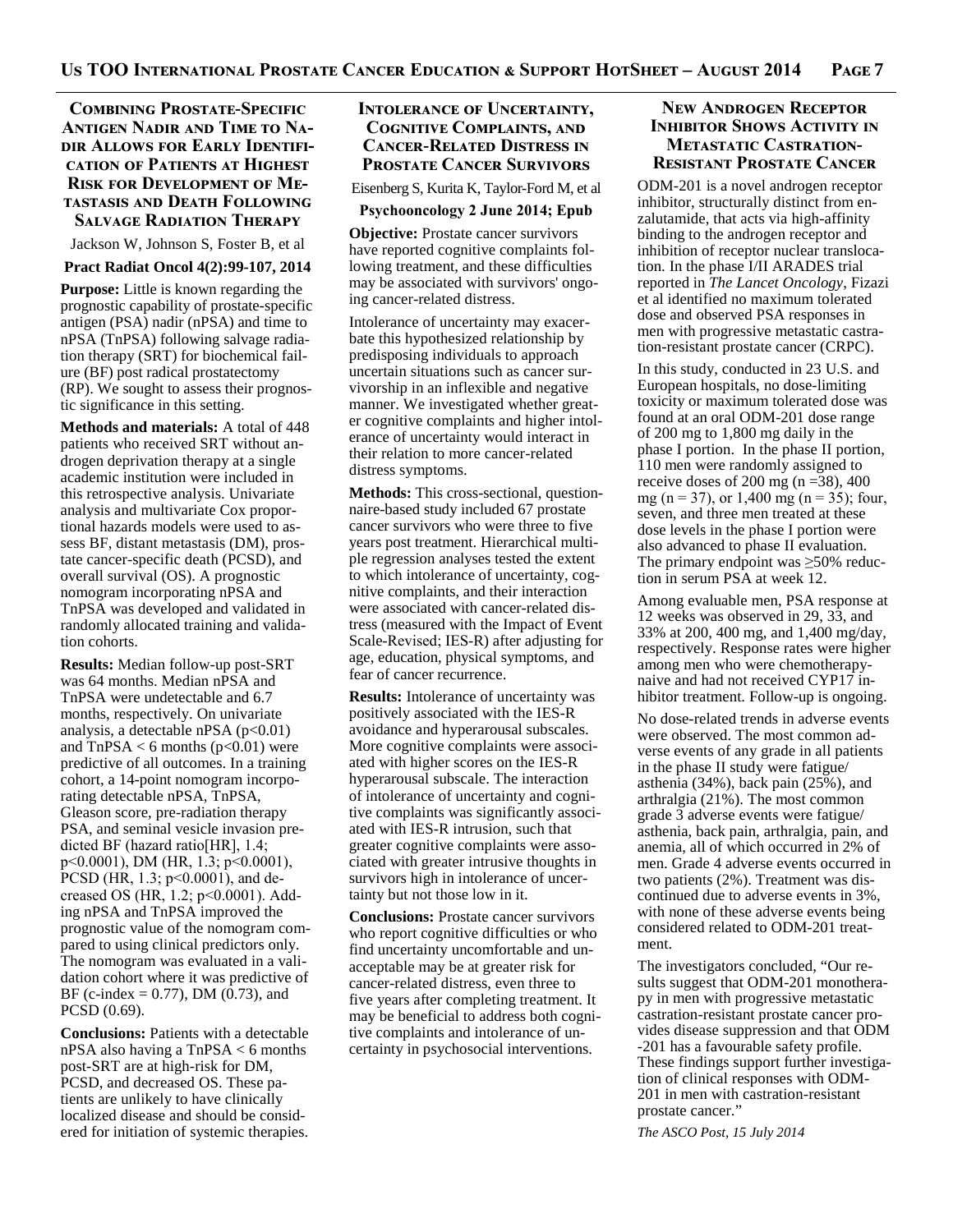## Combining Prostate-Specific Antigen Nadir and Time to Nadir Allows for Early Identification of Patients at Highest Risk for Development of Metastasis and Death Following Salvage Radiation Therapy

Jackson W, Johnson S, Foster B, et al

**Pract Radiat Oncol 4(2):99-107, 2014**

**Purpose:** Little is known regarding the prognostic capability of prostate-specific antigen (PSA) nadir (nPSA) and time to nPSA (TnPSA) following salvage radiation therapy (SRT) for biochemical failure (BF) post radical prostatectomy (RP). We sought to assess their prognostic significance in this setting.

**Methods and materials:** A total of 448 patients who received SRT without androgen deprivation therapy at a single academic institution were included in this retrospective analysis. Univariate analysis and multivariate Cox proportional hazards models were used to assess BF, distant metastasis (DM), prostate cancer-specific death (PCSD), and overall survival (OS). A prognostic nomogram incorporating nPSA and TnPSA was developed and validated in randomly allocated training and validation cohorts.

**Results:** Median follow-up post-SRT was 64 months. Median nPSA and TnPSA were undetectable and 6.7 months, respectively. On univariate analysis, a detectable nPSA ($p<0.01$) and TnPSA < 6 months ($p<0.01$) were predictive of all outcomes. In a training cohort, a 14-point nomogram incorporating detectable nPSA, TnPSA, Gleason score, pre-radiation therapy PSA, and seminal vesicle invasion predicted BF (hazard ratio[HR], 1.4; $p<0.0001$), DM (HR, 1.3; $p<0.0001$), PCSD (HR, 1.3; $p<0.0001$), and decreased OS (HR, 1.2; $p<0.0001$). Adding nPSA and TnPSA improved the prognostic value of the nomogram compared to using clinical predictors only. The nomogram was evaluated in a validation cohort where it was predictive of BF (c-index = 0.77), DM (0.73), and PCSD (0.69).

**Conclusions:** Patients with a detectable nPSA also having a TnPSA < 6 months post-SRT are at high-risk for DM, PCSD, and decreased OS. These patients are unlikely to have clinically localized disease and should be considered for initiation of systemic therapies.

## Intolerance of Uncertainty, Cognitive Complaints, and Cancer-Related Distress in Prostate Cancer Survivors

Eisenberg S, Kurita K, Taylor-Ford M, et al

**Psychooncology 2 June 2014; Epub**

**Objective:** Prostate cancer survivors have reported cognitive complaints following treatment, and these difficulties may be associated with survivors' ongoing cancer-related distress.

Intolerance of uncertainty may exacerbate this hypothesized relationship by predisposing individuals to approach uncertain situations such as cancer survivorship in an inflexible and negative manner. We investigated whether greater cognitive complaints and higher intolerance of uncertainty would interact in their relation to more cancer-related distress symptoms.

**Methods:** This cross-sectional, questionnaire-based study included 67 prostate cancer survivors who were three to five years post treatment. Hierarchical multiple regression analyses tested the extent to which intolerance of uncertainty, cognitive complaints, and their interaction were associated with cancer-related distress (measured with the Impact of Event Scale-Revised; IES-R) after adjusting for age, education, physical symptoms, and fear of cancer recurrence.

**Results:** Intolerance of uncertainty was positively associated with the IES-R avoidance and hyperarousal subscales. More cognitive complaints were associated with higher scores on the IES-R hyperarousal subscale. The interaction of intolerance of uncertainty and cognitive complaints was significantly associated with IES-R intrusion, such that greater cognitive complaints were associated with greater intrusive thoughts in survivors high in intolerance of uncertainty but not those low in it.

**Conclusions:** Prostate cancer survivors who report cognitive difficulties or who find uncertainty uncomfortable and unacceptable may be at greater risk for cancer-related distress, even three to five years after completing treatment. It may be beneficial to address both cognitive complaints and intolerance of uncertainty in psychosocial interventions.

## New Androgen Receptor Inhibitor Shows Activity in Metastatic Castration-Resistant Prostate Cancer

ODM-201 is a novel androgen receptor inhibitor, structurally distinct from enzalutamide, that acts via high-affinity binding to the androgen receptor and inhibition of receptor nuclear translocation. In the phase I/II ARADES trial reported in *The Lancet Oncology*, Fizazi et al identified no maximum tolerated dose and observed PSA responses in men with progressive metastatic castration-resistant prostate cancer (CRPC).

In this study, conducted in 23 U.S. and European hospitals, no dose-limiting toxicity or maximum tolerated dose was found at an oral ODM-201 dose range of 200 mg to 1,800 mg daily in the phase I portion. In the phase II portion, 110 men were randomly assigned to receive doses of 200 mg (n =38), 400 mg (n = 37), or 1,400 mg (n = 35); four, seven, and three men treated at these dose levels in the phase I portion were also advanced to phase II evaluation. The primary endpoint was ≥50% reduction in serum PSA at week 12.

Among evaluable men, PSA response at 12 weeks was observed in 29, 33, and 33% at 200, 400 mg, and 1,400 mg/day, respectively. Response rates were higher among men who were chemotherapy-naive and had not received CYP17 inhibitor treatment. Follow-up is ongoing.

No dose-related trends in adverse events were observed. The most common adverse events of any grade in all patients in the phase II study were fatigue/asthenia (34%), back pain (25%), and arthralgia (21%). The most common grade 3 adverse events were fatigue/asthenia, back pain, arthralgia, pain, and anemia, all of which occurred in 2% of men. Grade 4 adverse events occurred in two patients (2%). Treatment was discontinued due to adverse events in 3%, with none of these adverse events being considered related to ODM-201 treatment.

The investigators concluded, "Our results suggest that ODM-201 monotherapy in men with progressive metastatic castration-resistant prostate cancer provides disease suppression and that ODM-201 has a favourable safety profile. These findings support further investigation of clinical responses with ODM-201 in men with castration-resistant prostate cancer."

*The ASCO Post, 15 July 2014*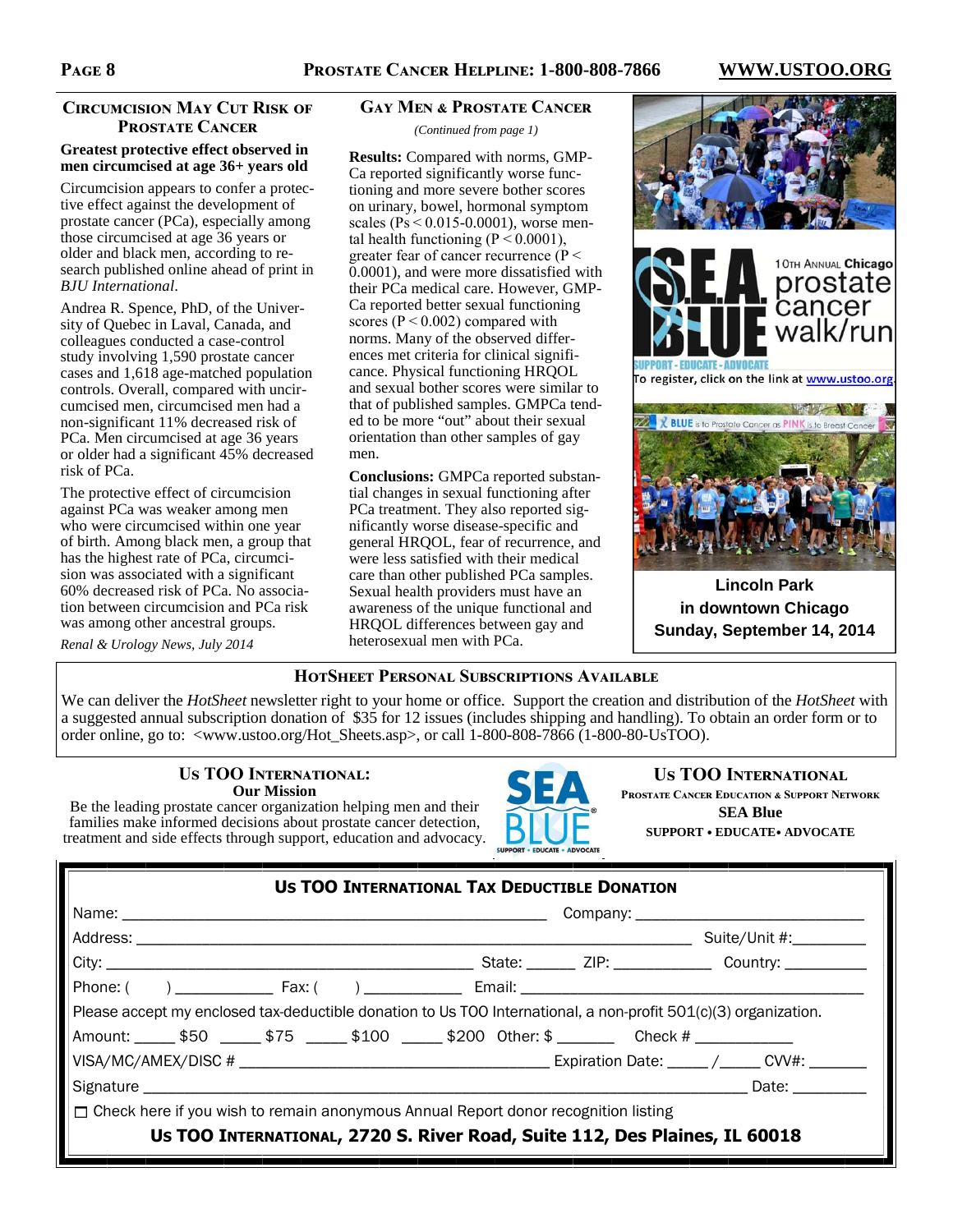## Circumcision May Cut Risk of Prostate Cancer

**Greatest protective effect observed in men circumcised at age 36+ years old**

Circumcision appears to confer a protective effect against the development of prostate cancer (PCa), especially among those circumcised at age 36 years or older and black men, according to research published online ahead of print in *BJU International*.

Andrea R. Spence, PhD, of the University of Quebec in Laval, Canada, and colleagues conducted a case-control study involving 1,590 prostate cancer cases and 1,618 age-matched population controls. Overall, compared with uncircumcised men, circumcised men had a non-significant 11% decreased risk of PCa. Men circumcised at age 36 years or older had a significant 45% decreased risk of PCa.

The protective effect of circumcision against PCa was weaker among men who were circumcised within one year of birth. Among black men, a group that has the highest rate of PCa, circumcision was associated with a significant 60% decreased risk of PCa. No association between circumcision and PCa risk was among other ancestral groups.

*Renal & Urology News, July 2014*

## Gay Men & Prostate Cancer

*(Continued from page 1)*

**Results:** Compared with norms, GMPCa reported significantly worse functioning and more severe bother scores on urinary, bowel, hormonal symptom scales (Ps < 0.015-0.0001), worse mental health functioning (P < 0.0001), greater fear of cancer recurrence (P < 0.0001), and were more dissatisfied with their PCa medical care. However, GMPCa reported better sexual functioning scores (P < 0.002) compared with norms. Many of the observed differences met criteria for clinical significance. Physical functioning HRQOL and sexual bother scores were similar to that of published samples. GMPCa tended to be more "out" about their sexual orientation than other samples of gay men.

**Conclusions:** GMPCa reported substantial changes in sexual functioning after PCa treatment. They also reported significantly worse disease-specific and general HRQOL, fear of recurrence, and were less satisfied with their medical care than other published PCa samples. Sexual health providers must have an awareness of the unique functional and HRQOL differences between gay and heterosexual men with PCa.

SEA BLUE — SUPPORT - EDUCATE - ADVOCATE

10th Annual Chicago prostate cancer walk/run

To register, click on the link at www.ustoo.org

BLUE is to Prostate Cancer as PINK is to Breast Cancer

**Lincoln Park in downtown Chicago Sunday, September 14, 2014**

## HotSheet Personal Subscriptions Available

We can deliver the *HotSheet* newsletter right to your home or office. Support the creation and distribution of the *HotSheet* with a suggested annual subscription donation of $35 for 12 issues (includes shipping and handling). To obtain an order form or to order online, go to: <www.ustoo.org/Hot_Sheets.asp>, or call 1-800-808-7866 (1-800-80-UsTOO).

### Us TOO International: Our Mission

Be the leading prostate cancer organization helping men and their families make informed decisions about prostate cancer detection, treatment and side effects through support, education and advocacy.

SEA BLUE — SUPPORT • EDUCATE • ADVOCATE

### Us TOO International

Prostate Cancer Education & Support Network

**SEA Blue**

**SUPPORT • EDUCATE• ADVOCATE**

### Us TOO International Tax Deductible Donation

Name: ______________________________ Company: ______________________

Address: ____________________________________________ Suite/Unit #: ________

City: ______________________________ State: ______ ZIP: ___________ Country: _________

Phone: ( ) ___________ Fax: ( ) ___________ Email: ________________________________

Please accept my enclosed tax-deductible donation to Us TOO International, a non-profit 501(c)(3) organization.

Amount: _____ $50 _____ $75 _____ $100 _____ $200 Other: $ _______ Check # ___________

VISA/MC/AMEX/DISC # ______________________________ Expiration Date: _____ / _____ CVV#: _______

Signature ____________________________________________________________ Date: _________

☐ Check here if you wish to remain anonymous Annual Report donor recognition listing

**Us TOO International, 2720 S. River Road, Suite 112, Des Plaines, IL 60018**